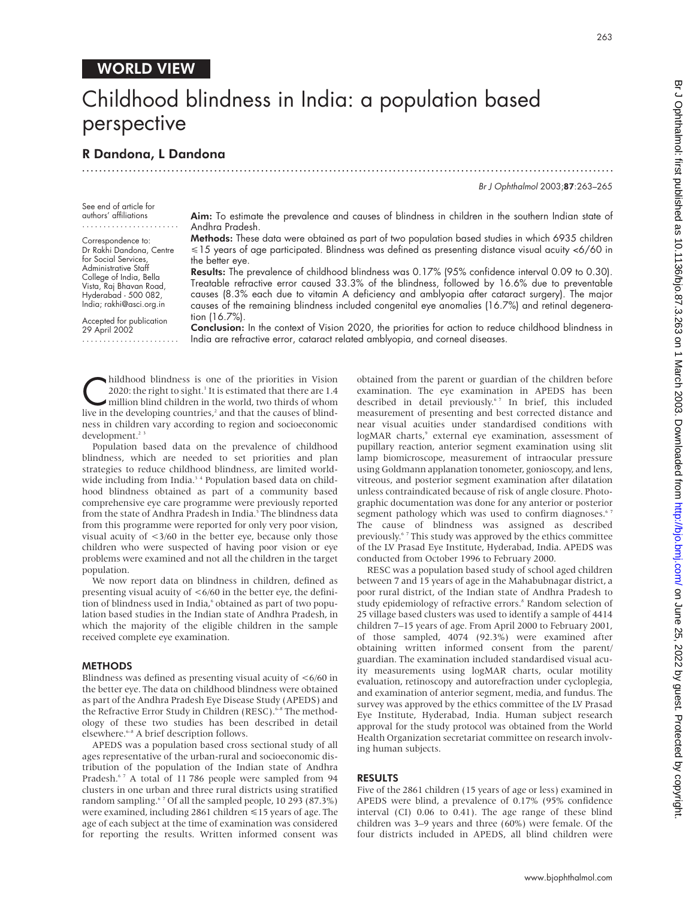WORLD VIEW

# Childhood blindness in India: a population based perspective

## R Dandona, L Dandona

See end of article for authors' affiliations

Correspondence to: Dr Rakhi Dandona, Centre for Social Services, Administrative Staff College of India, Bella Vista, Raj Bhavan Road, Hyderabad - 500 082, India; rakhi@asci.org.in

Accepted for publication 29 April 2002

**Aim:** To estimate the prevalence and causes of blindness in children in the southern Indian state of Andhra Pradesh.

**Methods:** These data were obtained as part of two population based studies in which 6935 children ≤15 years of age participated. Blindness was defined as presenting distance visual acuity <6/60 in the better eye.

**Results:** The prevalence of childhood blindness was 0.17% (95% confidence interval 0.09 to 0.30). Treatable refractive error caused 33.3% of the blindness, followed by 16.6% due to preventable causes (8.3% each due to vitamin A deficiency and amblyopia after cataract surgery). The major causes of the remaining blindness included congenital eye anomalies (16.7%) and retinal degeneration (16.7%).

**Conclusion:** In the context of Vision 2020, the priorities for action to reduce childhood blindness in India are refractive error, cataract related amblyopia, and corneal diseases.

Childhood blindness is one of the priorities in Vision 2020: the right to sight.[1] It is estimated that there are 1.4 million blind children in the world, two thirds of whom live in the developing countries,[2] and that the causes of blindness in children vary according to region and socioeconomic development.[2 3]

Population based data on the prevalence of childhood blindness, which are needed to set priorities and plan strategies to reduce childhood blindness, are limited worldwide including from India.[3 4] Population based data on childhood blindness obtained as part of a community based comprehensive eye care programme were previously reported from the state of Andhra Pradesh in India.[5] The blindness data from this programme were reported for only very poor vision, visual acuity of <3/60 in the better eye, because only those children who were suspected of having poor vision or eye problems were examined and not all the children in the target population.

We now report data on blindness in children, defined as presenting visual acuity of <6/60 in the better eye, the definition of blindness used in India,[6] obtained as part of two population based studies in the Indian state of Andhra Pradesh, in which the majority of the eligible children in the sample received complete eye examination.

### METHODS

Blindness was defined as presenting visual acuity of <6/60 in the better eye. The data on childhood blindness were obtained as part of the Andhra Pradesh Eye Disease Study (APEDS) and the Refractive Error Study in Children (RESC).[6–8] The methodology of these two studies has been described in detail elsewhere.[6–8] A brief description follows.

APEDS was a population based cross sectional study of all ages representative of the urban-rural and socioeconomic distribution of the population of the Indian state of Andhra Pradesh.[6 7] A total of 11 786 people were sampled from 94 clusters in one urban and three rural districts using stratified random sampling.[6 7] Of all the sampled people, 10 293 (87.3%) were examined, including 2861 children ≤15 years of age. The age of each subject at the time of examination was considered for reporting the results. Written informed consent was obtained from the parent or guardian of the children before examination. The eye examination in APEDS has been described in detail previously.[6 7] In brief, this included measurement of presenting and best corrected distance and near visual acuities under standardised conditions with logMAR charts,[9] external eye examination, assessment of pupillary reaction, anterior segment examination using slit lamp biomicroscope, measurement of intraocular pressure using Goldmann applanation tonometer, gonioscopy, and lens, vitreous, and posterior segment examination after dilatation unless contraindicated because of risk of angle closure. Photographic documentation was done for any anterior or posterior segment pathology which was used to confirm diagnoses.[6 7] The cause of blindness was assigned as described previously.[6 7] This study was approved by the ethics committee of the LV Prasad Eye Institute, Hyderabad, India. APEDS was conducted from October 1996 to February 2000.

RESC was a population based study of school aged children between 7 and 15 years of age in the Mahabubnagar district, a poor rural district, of the Indian state of Andhra Pradesh to study epidemiology of refractive errors.[8] Random selection of 25 village based clusters was used to identify a sample of 4414 children 7–15 years of age. From April 2000 to February 2001, of those sampled, 4074 (92.3%) were examined after obtaining written informed consent from the parent/guardian. The examination included standardised visual acuity measurements using logMAR charts, ocular motility evaluation, retinoscopy and autorefraction under cycloplegia, and examination of anterior segment, media, and fundus. The survey was approved by the ethics committee of the LV Prasad Eye Institute, Hyderabad, India. Human subject research approval for the study protocol was obtained from the World Health Organization secretariat committee on research involving human subjects.

### RESULTS

Five of the 2861 children (15 years of age or less) examined in APEDS were blind, a prevalence of 0.17% (95% confidence interval (CI) 0.06 to 0.41). The age range of these blind children was 3–9 years and three (60%) were female. Of the four districts included in APEDS, all blind children were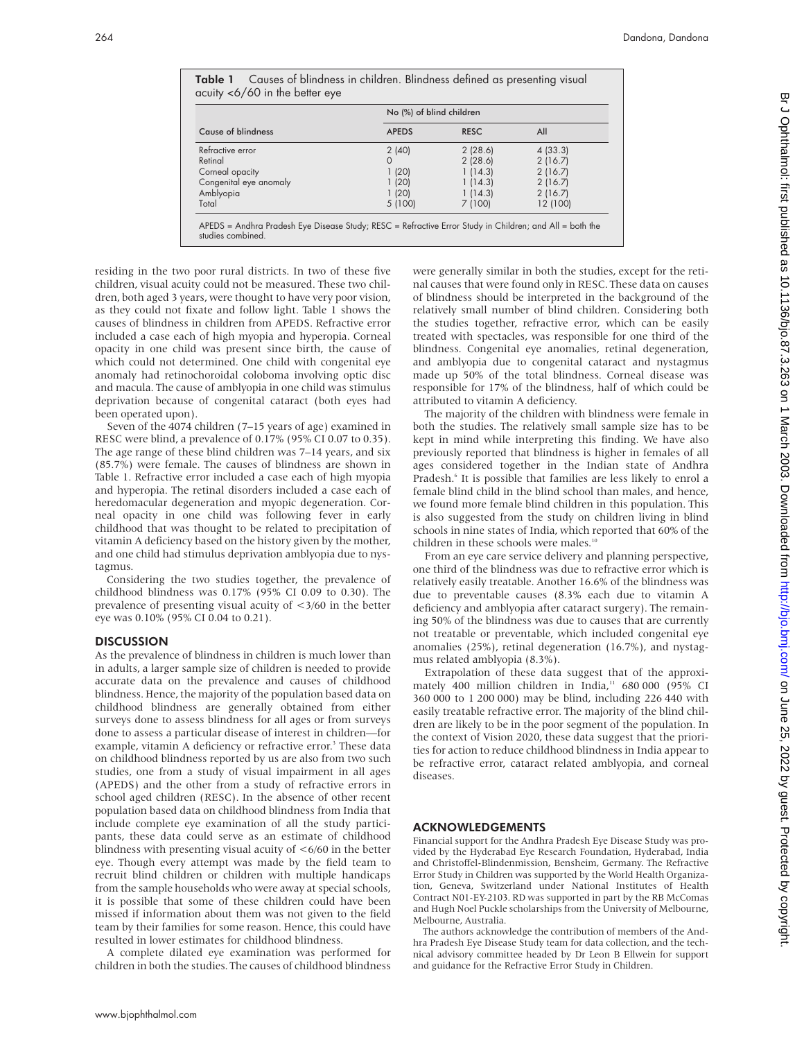**Table 1** Causes of blindness in children. Blindness defined as presenting visual acuity <6/60 in the better eye

| Cause of blindness | No (%) of blind children | | |
|---|---|---|---|
| | APEDS | RESC | All |
| Refractive error | 2 (40) | 2 (28.6) | 4 (33.3) |
| Retinal | 0 | 2 (28.6) | 2 (16.7) |
| Corneal opacity | 1 (20) | 1 (14.3) | 2 (16.7) |
| Congenital eye anomaly | 1 (20) | 1 (14.3) | 2 (16.7) |
| Amblyopia | 1 (20) | 1 (14.3) | 2 (16.7) |
| Total | 5 (100) | 7 (100) | 12 (100) |

APEDS = Andhra Pradesh Eye Disease Study; RESC = Refractive Error Study in Children; and All = both the studies combined.

residing in the two poor rural districts. In two of these five children, visual acuity could not be measured. These two children, both aged 3 years, were thought to have very poor vision, as they could not fixate and follow light. Table 1 shows the causes of blindness in children from APEDS. Refractive error included a case each of high myopia and hyperopia. Corneal opacity in one child was present since birth, the cause of which could not determined. One child with congenital eye anomaly had retinochoroidal coloboma involving optic disc and macula. The cause of amblyopia in one child was stimulus deprivation because of congenital cataract (both eyes had been operated upon).

Seven of the 4074 children (7–15 years of age) examined in RESC were blind, a prevalence of 0.17% (95% CI 0.07 to 0.35). The age range of these blind children was 7–14 years, and six (85.7%) were female. The causes of blindness are shown in Table 1. Refractive error included a case each of high myopia and hyperopia. The retinal disorders included a case each of heredomacular degeneration and myopic degeneration. Corneal opacity in one child was following fever in early childhood that was thought to be related to precipitation of vitamin A deficiency based on the history given by the mother, and one child had stimulus deprivation amblyopia due to nystagmus.

Considering the two studies together, the prevalence of childhood blindness was 0.17% (95% CI 0.09 to 0.30). The prevalence of presenting visual acuity of <3/60 in the better eye was 0.10% (95% CI 0.04 to 0.21).

## DISCUSSION

As the prevalence of blindness in children is much lower than in adults, a larger sample size of children is needed to provide accurate data on the prevalence and causes of childhood blindness. Hence, the majority of the population based data on childhood blindness are generally obtained from either surveys done to assess blindness for all ages or from surveys done to assess a particular disease of interest in children—for example, vitamin A deficiency or refractive error.[3] These data on childhood blindness reported by us are also from two such studies, one from a study of visual impairment in all ages (APEDS) and the other from a study of refractive errors in school aged children (RESC). In the absence of other recent population based data on childhood blindness from India that include complete eye examination of all the study participants, these data could serve as an estimate of childhood blindness with presenting visual acuity of <6/60 in the better eye. Though every attempt was made by the field team to recruit blind children or children with multiple handicaps from the sample households who were away at special schools, it is possible that some of these children could have been missed if information about them was not given to the field team by their families for some reason. Hence, this could have resulted in lower estimates for childhood blindness.

A complete dilated eye examination was performed for children in both the studies. The causes of childhood blindness were generally similar in both the studies, except for the retinal causes that were found only in RESC. These data on causes of blindness should be interpreted in the background of the relatively small number of blind children. Considering both the studies together, refractive error, which can be easily treated with spectacles, was responsible for one third of the blindness. Congenital eye anomalies, retinal degeneration, and amblyopia due to congenital cataract and nystagmus made up 50% of the total blindness. Corneal disease was responsible for 17% of the blindness, half of which could be attributed to vitamin A deficiency.

The majority of the children with blindness were female in both the studies. The relatively small sample size has to be kept in mind while interpreting this finding. We have also previously reported that blindness is higher in females of all ages considered together in the Indian state of Andhra Pradesh.[6] It is possible that families are less likely to enrol a female blind child in the blind school than males, and hence, we found more female blind children in this population. This is also suggested from the study on children living in blind schools in nine states of India, which reported that 60% of the children in these schools were males.[10]

From an eye care service delivery and planning perspective, one third of the blindness was due to refractive error which is relatively easily treatable. Another 16.6% of the blindness was due to preventable causes (8.3% each due to vitamin A deficiency and amblyopia after cataract surgery). The remaining 50% of the blindness was due to causes that are currently not treatable or preventable, which included congenital eye anomalies (25%), retinal degeneration (16.7%), and nystagmus related amblyopia (8.3%).

Extrapolation of these data suggest that of the approximately 400 million children in India,[11] 680 000 (95% CI 360 000 to 1 200 000) may be blind, including 226 440 with easily treatable refractive error. The majority of the blind children are likely to be in the poor segment of the population. In the context of Vision 2020, these data suggest that the priorities for action to reduce childhood blindness in India appear to be refractive error, cataract related amblyopia, and corneal diseases.

## ACKNOWLEDGEMENTS

Financial support for the Andhra Pradesh Eye Disease Study was provided by the Hyderabad Eye Research Foundation, Hyderabad, India and Christoffel-Blindenmission, Bensheim, Germany. The Refractive Error Study in Children was supported by the World Health Organization, Geneva, Switzerland under National Institutes of Health Contract N01-EY-2103. RD was supported in part by the RB McComas and Hugh Noel Puckle scholarships from the University of Melbourne, Melbourne, Australia.

The authors acknowledge the contribution of members of the Andhra Pradesh Eye Disease Study team for data collection, and the technical advisory committee headed by Dr Leon B Ellwein for support and guidance for the Refractive Error Study in Children.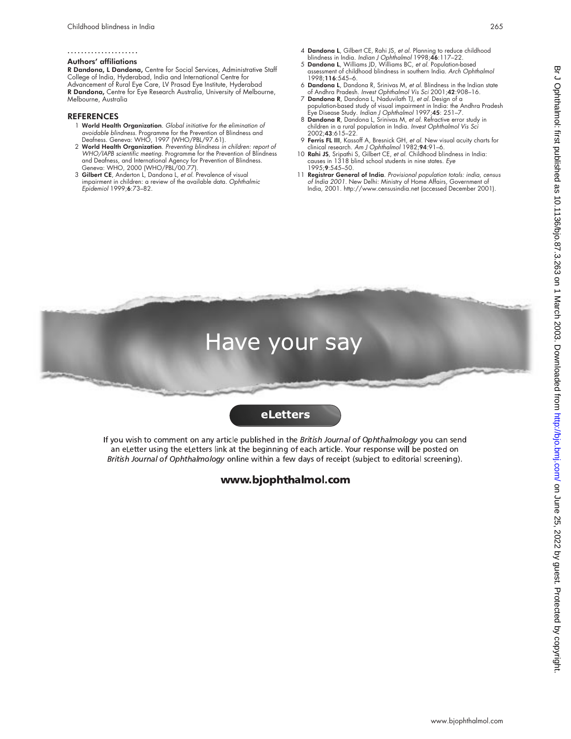## Authors' affiliations

**R Dandona, L Dandona,** Centre for Social Services, Administrative Staff College of India, Hyderabad, India and International Centre for Advancement of Rural Eye Care, LV Prasad Eye Institute, Hyderabad
**R Dandona,** Centre for Eye Research Australia, University of Melbourne, Melbourne, Australia

## REFERENCES

1. **World Health Organization**. *Global initiative for the elimination of avoidable blindness*. Programme for the Prevention of Blindness and Deafness. Geneva: WHO, 1997 (WHO/PBL/97.61).
2. **World Health Organization**. *Preventing blindness in children: report of WHO/IAPB scientific meeting*. Programme for the Prevention of Blindness and Deafness, and International Agency for Prevention of Blindness. Geneva: WHO, 2000 (WHO/PBL/00.77).
3. **Gilbert CE**, Anderton L, Dandona L, *et al*. Prevalence of visual impairment in children: a review of the available data. *Ophthalmic Epidemiol* 1999;**6**:73–82.
4. **Dandona L**, Gilbert CE, Rahi JS, *et al*. Planning to reduce childhood blindness in India. *Indian J Ophthalmol* 1998;**46**:117–22.
5. **Dandona L**, Williams JD, Williams BC, *et al*. Population-based assessment of childhood blindness in southern India. *Arch Ophthalmol* 1998;**116**:545–6.
6. **Dandona L**, Dandona R, Srinivas M, *et al*. Blindness in the Indian state of Andhra Pradesh. *Invest Ophthalmol Vis Sci* 2001;**42**:908–16.
7. **Dandona R**, Dandona L, Naduvilath TJ, *et al*. Design of a population-based study of visual impairment in India: the Andhra Pradesh Eye Disease Study. *Indian J Ophthalmol* 1997;**45**: 251–7.
8. **Dandona R**, Dandona L, Srinivas M, *et al*. Refractive error study in children in a rural population in India. *Invest Ophthalmol Vis Sci* 2002;**43**:615–22.
9. **Ferris FL III**, Kassoff A, Bresnick GH, *et al*. New visual acuity charts for clinical research. *Am J Ophthalmol* 1982;**94**:91–6.
10. **Rahi JS**, Sripathi S, Gilbert CE, *et al*. Childhood blindness in India: causes in 1318 blind school students in nine states. *Eye* 1995;**9**:545–50.
11. **Registrar General of India**. *Provisional population totals: india, census of India 2001*. New Delhi: Ministry of Home Affairs, Government of India, 2001. http://www.censusindia.net (accessed December 2001).

# Have your say

**eLetters**

If you wish to comment on any article published in the *British Journal of Ophthalmology* you can send an eLetter using the eLetters link at the beginning of each article. Your response will be posted on *British Journal of Ophthalmology* online within a few days of receipt (subject to editorial screening).

**www.bjophthalmol.com**